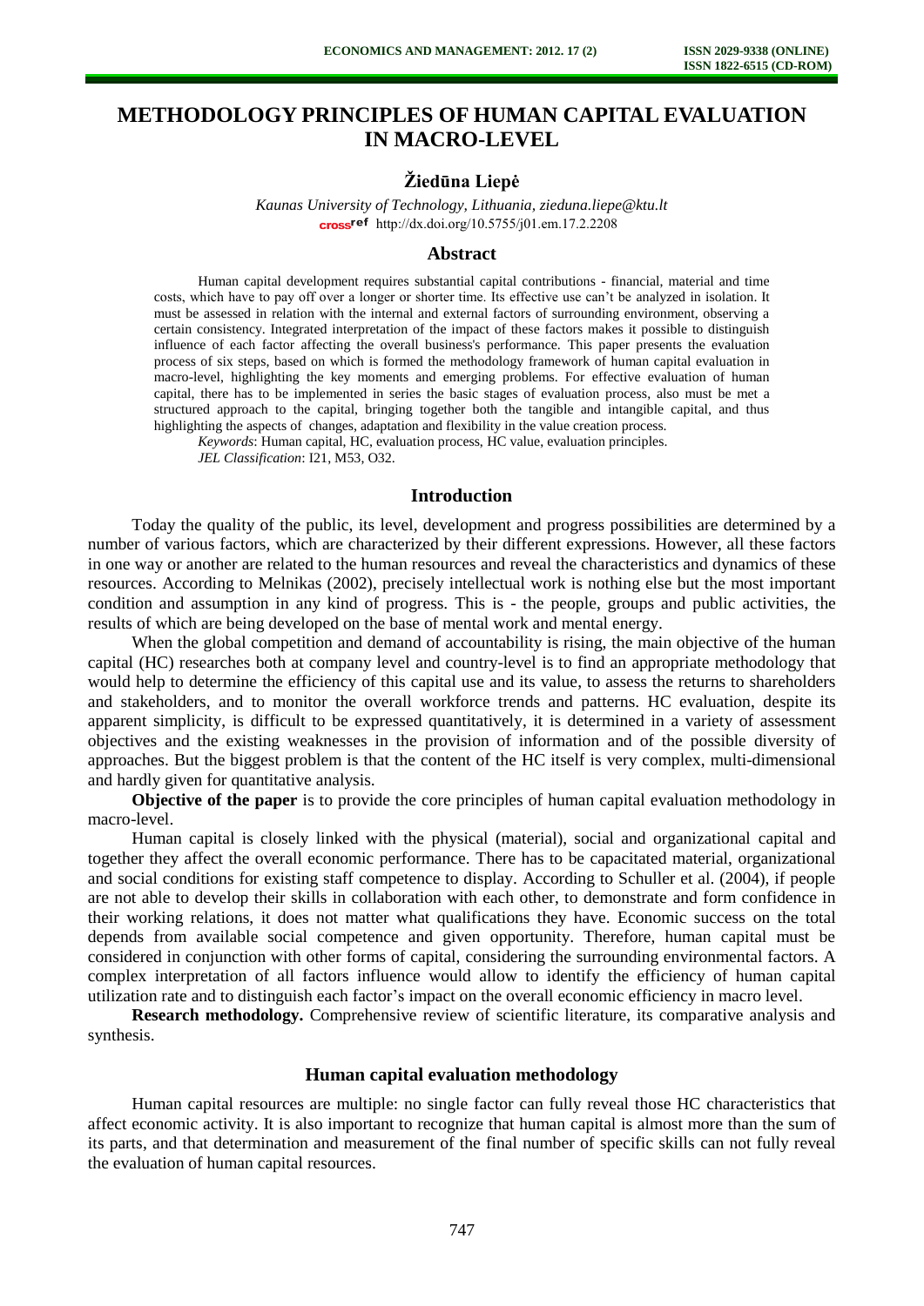# METHODOLOGY PRINCIPLES OF HUMAN CAPITAL EVALUATION IN MACRO-LEVEL

## Žiedūna Liepė

*Kaunas University of Technology, Lithuania, zieduna.liepe@ktu.lt*
http://dx.doi.org/10.5755/j01.em.17.2.2208

### Abstract

Human capital development requires substantial capital contributions - financial, material and time costs, which have to pay off over a longer or shorter time. Its effective use can't be analyzed in isolation. It must be assessed in relation with the internal and external factors of surrounding environment, observing a certain consistency. Integrated interpretation of the impact of these factors makes it possible to distinguish influence of each factor affecting the overall business's performance. This paper presents the evaluation process of six steps, based on which is formed the methodology framework of human capital evaluation in macro-level, highlighting the key moments and emerging problems. For effective evaluation of human capital, there has to be implemented in series the basic stages of evaluation process, also must be met a structured approach to the capital, bringing together both the tangible and intangible capital, and thus highlighting the aspects of changes, adaptation and flexibility in the value creation process.

*Keywords*: Human capital, HC, evaluation process, HC value, evaluation principles.

*JEL Classification*: I21, M53, O32.

### Introduction

Today the quality of the public, its level, development and progress possibilities are determined by a number of various factors, which are characterized by their different expressions. However, all these factors in one way or another are related to the human resources and reveal the characteristics and dynamics of these resources. According to Melnikas (2002), precisely intellectual work is nothing else but the most important condition and assumption in any kind of progress. This is - the people, groups and public activities, the results of which are being developed on the base of mental work and mental energy.

When the global competition and demand of accountability is rising, the main objective of the human capital (HC) researches both at company level and country-level is to find an appropriate methodology that would help to determine the efficiency of this capital use and its value, to assess the returns to shareholders and stakeholders, and to monitor the overall workforce trends and patterns. HC evaluation, despite its apparent simplicity, is difficult to be expressed quantitatively, it is determined in a variety of assessment objectives and the existing weaknesses in the provision of information and of the possible diversity of approaches. But the biggest problem is that the content of the HC itself is very complex, multi-dimensional and hardly given for quantitative analysis.

**Objective of the paper** is to provide the core principles of human capital evaluation methodology in macro-level.

Human capital is closely linked with the physical (material), social and organizational capital and together they affect the overall economic performance. There has to be capacitated material, organizational and social conditions for existing staff competence to display. According to Schuller et al. (2004), if people are not able to develop their skills in collaboration with each other, to demonstrate and form confidence in their working relations, it does not matter what qualifications they have. Economic success on the total depends from available social competence and given opportunity. Therefore, human capital must be considered in conjunction with other forms of capital, considering the surrounding environmental factors. A complex interpretation of all factors influence would allow to identify the efficiency of human capital utilization rate and to distinguish each factor's impact on the overall economic efficiency in macro level.

**Research methodology.** Comprehensive review of scientific literature, its comparative analysis and synthesis.

### Human capital evaluation methodology

Human capital resources are multiple: no single factor can fully reveal those HC characteristics that affect economic activity. It is also important to recognize that human capital is almost more than the sum of its parts, and that determination and measurement of the final number of specific skills can not fully reveal the evaluation of human capital resources.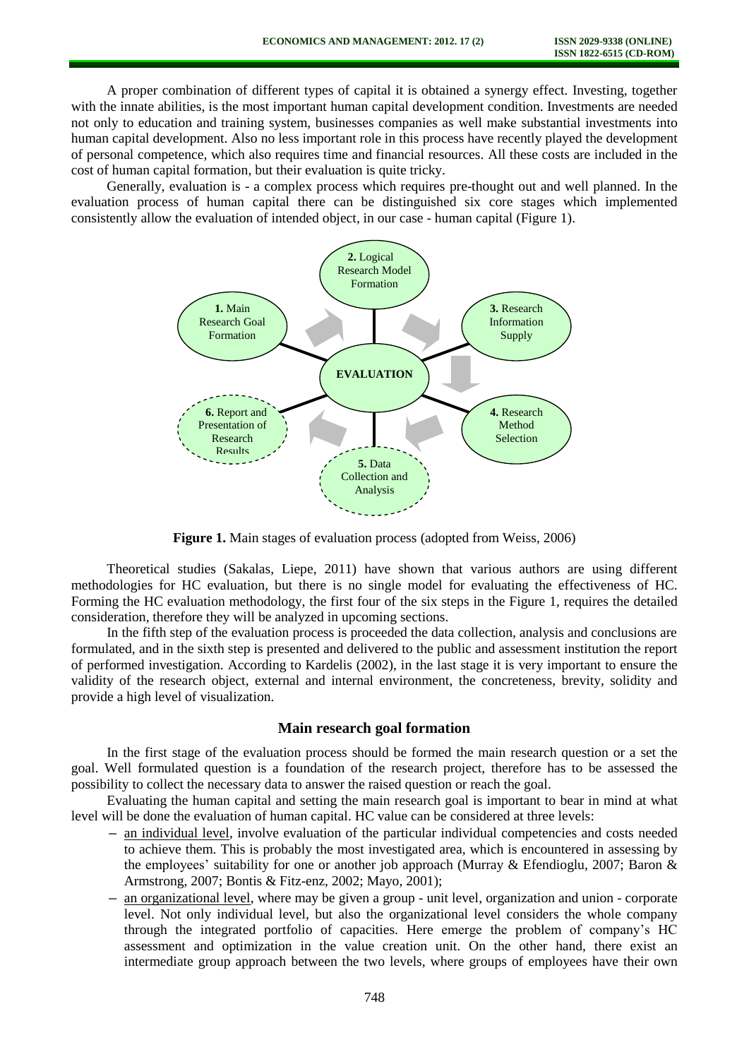A proper combination of different types of capital it is obtained a synergy effect. Investing, together with the innate abilities, is the most important human capital development condition. Investments are needed not only to education and training system, businesses companies as well make substantial investments into human capital development. Also no less important role in this process have recently played the development of personal competence, which also requires time and financial resources. All these costs are included in the cost of human capital formation, but their evaluation is quite tricky.

Generally, evaluation is - a complex process which requires pre-thought out and well planned. In the evaluation process of human capital there can be distinguished six core stages which implemented consistently allow the evaluation of intended object, in our case - human capital (Figure 1).

**EVALUATION**

**1.** Main Research Goal Formation

**2.** Logical Research Model Formation

**3.** Research Information Supply

**4.** Research Method Selection

**5.** Data Collection and Analysis

**6.** Report and Presentation of Research Results

**Figure 1.** Main stages of evaluation process (adopted from Weiss, 2006)

Theoretical studies (Sakalas, Liepe, 2011) have shown that various authors are using different methodologies for HC evaluation, but there is no single model for evaluating the effectiveness of HC. Forming the HC evaluation methodology, the first four of the six steps in the Figure 1, requires the detailed consideration, therefore they will be analyzed in upcoming sections.

In the fifth step of the evaluation process is proceeded the data collection, analysis and conclusions are formulated, and in the sixth step is presented and delivered to the public and assessment institution the report of performed investigation. According to Kardelis (2002), in the last stage it is very important to ensure the validity of the research object, external and internal environment, the concreteness, brevity, solidity and provide a high level of visualization.

## Main research goal formation

In the first stage of the evaluation process should be formed the main research question or a set the goal. Well formulated question is a foundation of the research project, therefore has to be assessed the possibility to collect the necessary data to answer the raised question or reach the goal.

Evaluating the human capital and setting the main research goal is important to bear in mind at what level will be done the evaluation of human capital. HC value can be considered at three levels:

- an individual level, involve evaluation of the particular individual competencies and costs needed to achieve them. This is probably the most investigated area, which is encountered in assessing by the employees' suitability for one or another job approach (Murray & Efendioglu, 2007; Baron & Armstrong, 2007; Bontis & Fitz-enz, 2002; Mayo, 2001);
- an organizational level, where may be given a group - unit level, organization and union - corporate level. Not only individual level, but also the organizational level considers the whole company through the integrated portfolio of capacities. Here emerge the problem of company's HC assessment and optimization in the value creation unit. On the other hand, there exist an intermediate group approach between the two levels, where groups of employees have their own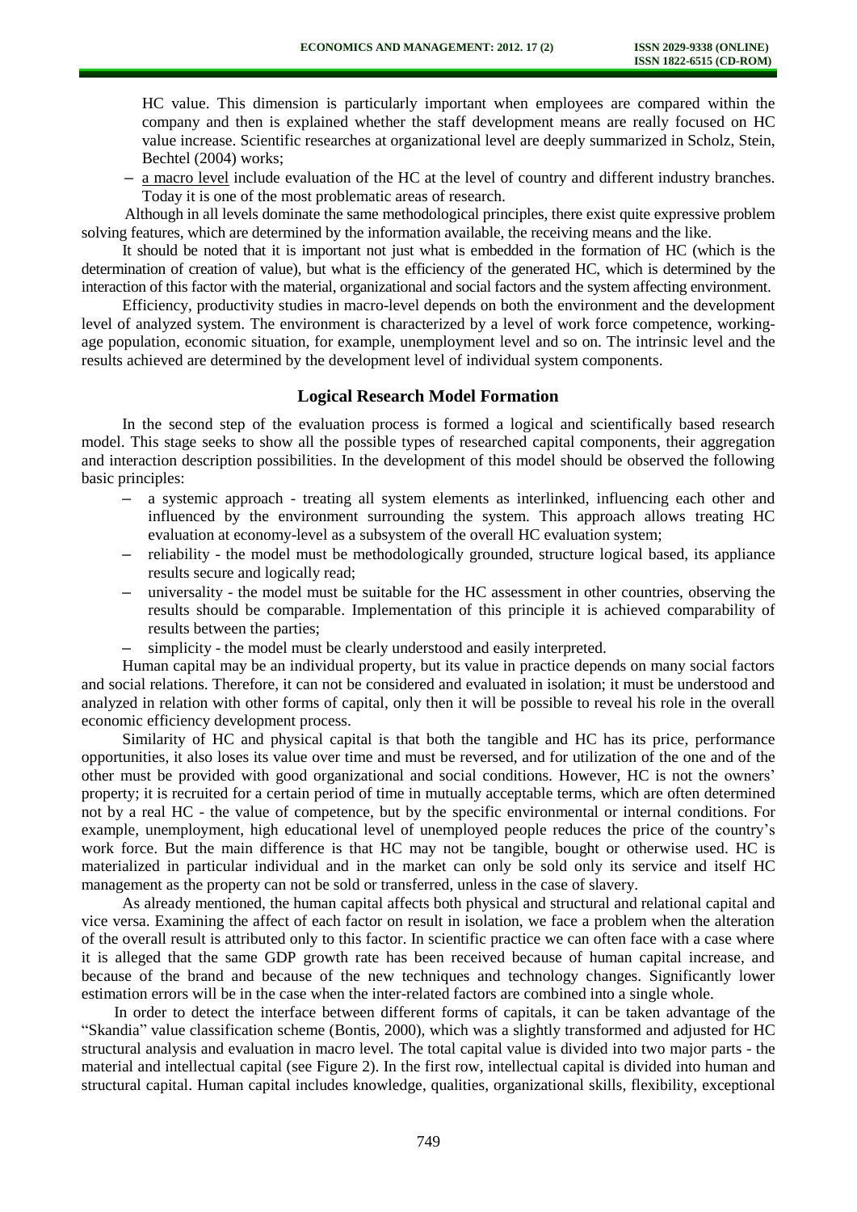HC value. This dimension is particularly important when employees are compared within the company and then is explained whether the staff development means are really focused on HC value increase. Scientific researches at organizational level are deeply summarized in Scholz, Stein, Bechtel (2004) works;

- a macro level include evaluation of the HC at the level of country and different industry branches. Today it is one of the most problematic areas of research.

Although in all levels dominate the same methodological principles, there exist quite expressive problem solving features, which are determined by the information available, the receiving means and the like.

It should be noted that it is important not just what is embedded in the formation of HC (which is the determination of creation of value), but what is the efficiency of the generated HC, which is determined by the interaction of this factor with the material, organizational and social factors and the system affecting environment.

Efficiency, productivity studies in macro-level depends on both the environment and the development level of analyzed system. The environment is characterized by a level of work force competence, working-age population, economic situation, for example, unemployment level and so on. The intrinsic level and the results achieved are determined by the development level of individual system components.

## Logical Research Model Formation

In the second step of the evaluation process is formed a logical and scientifically based research model. This stage seeks to show all the possible types of researched capital components, their aggregation and interaction description possibilities. In the development of this model should be observed the following basic principles:

- a systemic approach - treating all system elements as interlinked, influencing each other and influenced by the environment surrounding the system. This approach allows treating HC evaluation at economy-level as a subsystem of the overall HC evaluation system;
- reliability - the model must be methodologically grounded, structure logical based, its appliance results secure and logically read;
- universality - the model must be suitable for the HC assessment in other countries, observing the results should be comparable. Implementation of this principle it is achieved comparability of results between the parties;
- simplicity - the model must be clearly understood and easily interpreted.

Human capital may be an individual property, but its value in practice depends on many social factors and social relations. Therefore, it can not be considered and evaluated in isolation; it must be understood and analyzed in relation with other forms of capital, only then it will be possible to reveal his role in the overall economic efficiency development process.

Similarity of HC and physical capital is that both the tangible and HC has its price, performance opportunities, it also loses its value over time and must be reversed, and for utilization of the one and of the other must be provided with good organizational and social conditions. However, HC is not the owners' property; it is recruited for a certain period of time in mutually acceptable terms, which are often determined not by a real HC - the value of competence, but by the specific environmental or internal conditions. For example, unemployment, high educational level of unemployed people reduces the price of the country's work force. But the main difference is that HC may not be tangible, bought or otherwise used. HC is materialized in particular individual and in the market can only be sold only its service and itself HC management as the property can not be sold or transferred, unless in the case of slavery.

As already mentioned, the human capital affects both physical and structural and relational capital and vice versa. Examining the affect of each factor on result in isolation, we face a problem when the alteration of the overall result is attributed only to this factor. In scientific practice we can often face with a case where it is alleged that the same GDP growth rate has been received because of human capital increase, and because of the brand and because of the new techniques and technology changes. Significantly lower estimation errors will be in the case when the inter-related factors are combined into a single whole.

In order to detect the interface between different forms of capitals, it can be taken advantage of the "Skandia" value classification scheme (Bontis, 2000), which was a slightly transformed and adjusted for HC structural analysis and evaluation in macro level. The total capital value is divided into two major parts - the material and intellectual capital (see Figure 2). In the first row, intellectual capital is divided into human and structural capital. Human capital includes knowledge, qualities, organizational skills, flexibility, exceptional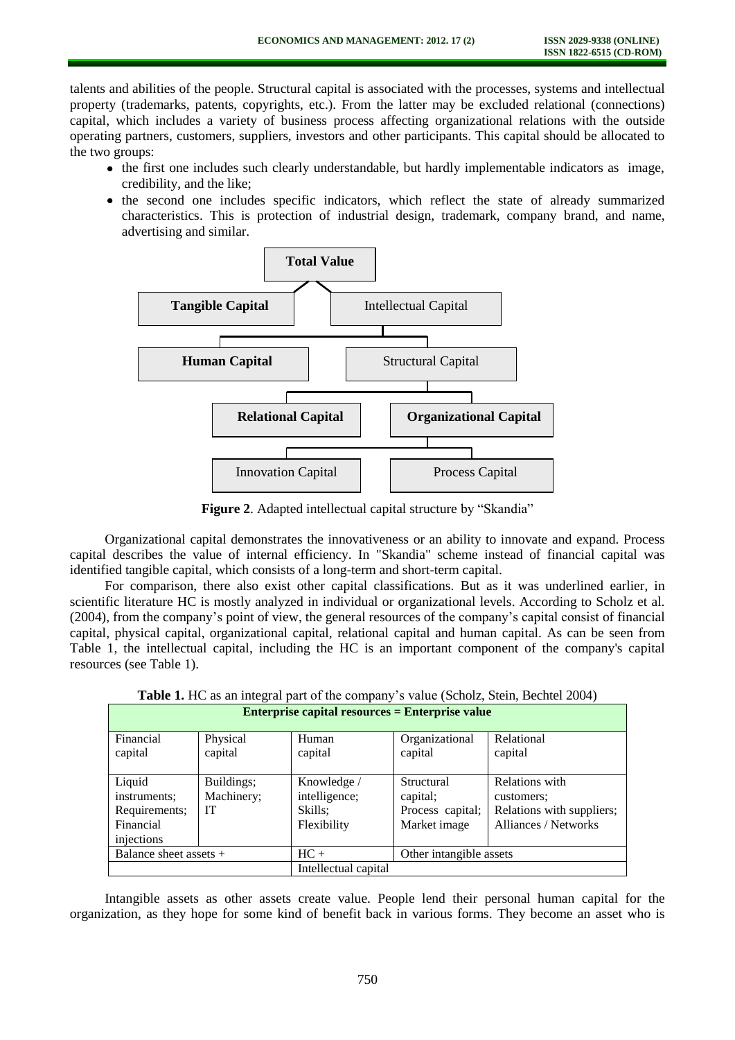talents and abilities of the people. Structural capital is associated with the processes, systems and intellectual property (trademarks, patents, copyrights, etc.). From the latter may be excluded relational (connections) capital, which includes a variety of business process affecting organizational relations with the outside operating partners, customers, suppliers, investors and other participants. This capital should be allocated to the two groups:

- the first one includes such clearly understandable, but hardly implementable indicators as image, credibility, and the like;
- the second one includes specific indicators, which reflect the state of already summarized characteristics. This is protection of industrial design, trademark, company brand, and name, advertising and similar.

**Total Value**

**Tangible Capital** | Intellectual Capital

**Human Capital** | Structural Capital

**Relational Capital** | **Organizational Capital**

Innovation Capital | Process Capital

**Figure 2**. Adapted intellectual capital structure by "Skandia"

Organizational capital demonstrates the innovativeness or an ability to innovate and expand. Process capital describes the value of internal efficiency. In "Skandia" scheme instead of financial capital was identified tangible capital, which consists of a long-term and short-term capital.

For comparison, there also exist other capital classifications. But as it was underlined earlier, in scientific literature HC is mostly analyzed in individual or organizational levels. According to Scholz et al. (2004), from the company's point of view, the general resources of the company's capital consist of financial capital, physical capital, organizational capital, relational capital and human capital. As can be seen from Table 1, the intellectual capital, including the HC is an important component of the company's capital resources (see Table 1).

**Table 1.** HC as an integral part of the company's value (Scholz, Stein, Bechtel 2004)

| **Enterprise capital resources = Enterprise value** | | | | |
|---|---|---|---|---|
| Financial capital | Physical capital | Human capital | Organizational capital | Relational capital |
| Liquid instruments; Requirements; Financial injections | Buildings; Machinery; IT | Knowledge / intelligence; Skills; Flexibility | Structural capital; Process capital; Market image | Relations with customers; Relations with suppliers; Alliances / Networks |
| Balance sheet assets + | | HC + | Other intangible assets | |
| | | Intellectual capital | | |

Intangible assets as other assets create value. People lend their personal human capital for the organization, as they hope for some kind of benefit back in various forms. They become an asset who is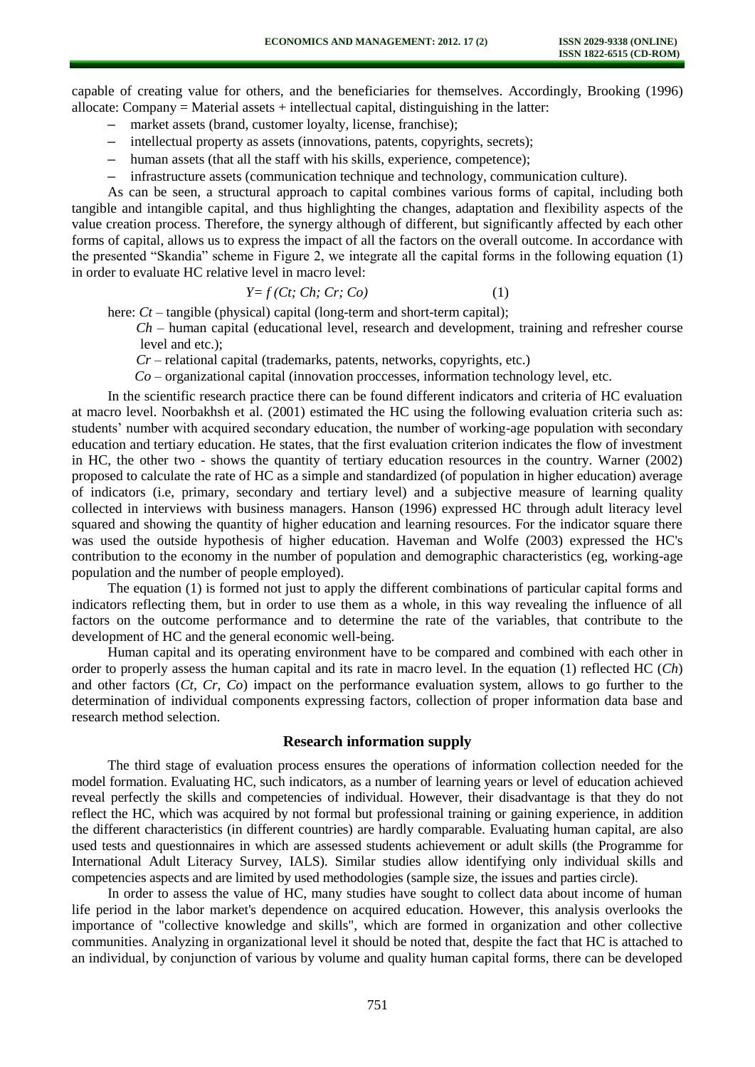capable of creating value for others, and the beneficiaries for themselves. Accordingly, Brooking (1996) allocate: Company = Material assets + intellectual capital, distinguishing in the latter:

– market assets (brand, customer loyalty, license, franchise);
– intellectual property as assets (innovations, patents, copyrights, secrets);
– human assets (that all the staff with his skills, experience, competence);
– infrastructure assets (communication technique and technology, communication culture).

As can be seen, a structural approach to capital combines various forms of capital, including both tangible and intangible capital, and thus highlighting the changes, adaptation and flexibility aspects of the value creation process. Therefore, the synergy although of different, but significantly affected by each other forms of capital, allows us to express the impact of all the factors on the overall outcome. In accordance with the presented "Skandia" scheme in Figure 2, we integrate all the capital forms in the following equation (1) in order to evaluate HC relative level in macro level:

$$Y = f\,(Ct; Ch; Cr; Co) \qquad (1)$$

here: $Ct$ – tangible (physical) capital (long-term and short-term capital);

$Ch$ – human capital (educational level, research and development, training and refresher course level and etc.);

$Cr$ – relational capital (trademarks, patents, networks, copyrights, etc.)

$Co$ – organizational capital (innovation proccesses, information technology level, etc.

In the scientific research practice there can be found different indicators and criteria of HC evaluation at macro level. Noorbakhsh et al. (2001) estimated the HC using the following evaluation criteria such as: students' number with acquired secondary education, the number of working-age population with secondary education and tertiary education. He states, that the first evaluation criterion indicates the flow of investment in HC, the other two - shows the quantity of tertiary education resources in the country. Warner (2002) proposed to calculate the rate of HC as a simple and standardized (of population in higher education) average of indicators (i.e, primary, secondary and tertiary level) and a subjective measure of learning quality collected in interviews with business managers. Hanson (1996) expressed HC through adult literacy level squared and showing the quantity of higher education and learning resources. For the indicator square there was used the outside hypothesis of higher education. Haveman and Wolfe (2003) expressed the HC's contribution to the economy in the number of population and demographic characteristics (eg, working-age population and the number of people employed).

The equation (1) is formed not just to apply the different combinations of particular capital forms and indicators reflecting them, but in order to use them as a whole, in this way revealing the influence of all factors on the outcome performance and to determine the rate of the variables, that contribute to the development of HC and the general economic well-being.

Human capital and its operating environment have to be compared and combined with each other in order to properly assess the human capital and its rate in macro level. In the equation (1) reflected HC ($Ch$) and other factors ($Ct$, $Cr$, $Co$) impact on the performance evaluation system, allows to go further to the determination of individual components expressing factors, collection of proper information data base and research method selection.

## Research information supply

The third stage of evaluation process ensures the operations of information collection needed for the model formation. Evaluating HC, such indicators, as a number of learning years or level of education achieved reveal perfectly the skills and competencies of individual. However, their disadvantage is that they do not reflect the HC, which was acquired by not formal but professional training or gaining experience, in addition the different characteristics (in different countries) are hardly comparable. Evaluating human capital, are also used tests and questionnaires in which are assessed students achievement or adult skills (the Programme for International Adult Literacy Survey, IALS). Similar studies allow identifying only individual skills and competencies aspects and are limited by used methodologies (sample size, the issues and parties circle).

In order to assess the value of HC, many studies have sought to collect data about income of human life period in the labor market's dependence on acquired education. However, this analysis overlooks the importance of "collective knowledge and skills", which are formed in organization and other collective communities. Analyzing in organizational level it should be noted that, despite the fact that HC is attached to an individual, by conjunction of various by volume and quality human capital forms, there can be developed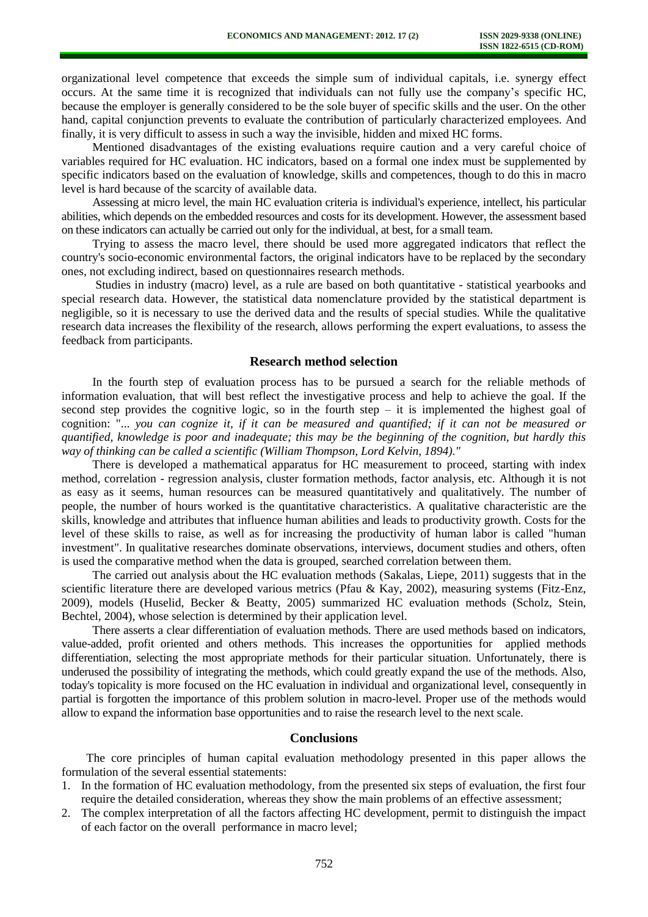organizational level competence that exceeds the simple sum of individual capitals, i.e. synergy effect occurs. At the same time it is recognized that individuals can not fully use the company's specific HC, because the employer is generally considered to be the sole buyer of specific skills and the user. On the other hand, capital conjunction prevents to evaluate the contribution of particularly characterized employees. And finally, it is very difficult to assess in such a way the invisible, hidden and mixed HC forms.

Mentioned disadvantages of the existing evaluations require caution and a very careful choice of variables required for HC evaluation. HC indicators, based on a formal one index must be supplemented by specific indicators based on the evaluation of knowledge, skills and competences, though to do this in macro level is hard because of the scarcity of available data.

Assessing at micro level, the main HC evaluation criteria is individual's experience, intellect, his particular abilities, which depends on the embedded resources and costs for its development. However, the assessment based on these indicators can actually be carried out only for the individual, at best, for a small team.

Trying to assess the macro level, there should be used more aggregated indicators that reflect the country's socio-economic environmental factors, the original indicators have to be replaced by the secondary ones, not excluding indirect, based on questionnaires research methods.

Studies in industry (macro) level, as a rule are based on both quantitative - statistical yearbooks and special research data. However, the statistical data nomenclature provided by the statistical department is negligible, so it is necessary to use the derived data and the results of special studies. While the qualitative research data increases the flexibility of the research, allows performing the expert evaluations, to assess the feedback from participants.

## Research method selection

In the fourth step of evaluation process has to be pursued a search for the reliable methods of information evaluation, that will best reflect the investigative process and help to achieve the goal. If the second step provides the cognitive logic, so in the fourth step – it is implemented the highest goal of cognition: "*... you can cognize it, if it can be measured and quantified; if it can not be measured or quantified, knowledge is poor and inadequate; this may be the beginning of the cognition, but hardly this way of thinking can be called a scientific (William Thompson, Lord Kelvin, 1894)."*

There is developed a mathematical apparatus for HC measurement to proceed, starting with index method, correlation - regression analysis, cluster formation methods, factor analysis, etc. Although it is not as easy as it seems, human resources can be measured quantitatively and qualitatively. The number of people, the number of hours worked is the quantitative characteristics. A qualitative characteristic are the skills, knowledge and attributes that influence human abilities and leads to productivity growth. Costs for the level of these skills to raise, as well as for increasing the productivity of human labor is called "human investment". In qualitative researches dominate observations, interviews, document studies and others, often is used the comparative method when the data is grouped, searched correlation between them.

The carried out analysis about the HC evaluation methods (Sakalas, Liepe, 2011) suggests that in the scientific literature there are developed various metrics (Pfau & Kay, 2002), measuring systems (Fitz-Enz, 2009), models (Huselid, Becker & Beatty, 2005) summarized HC evaluation methods (Scholz, Stein, Bechtel, 2004), whose selection is determined by their application level.

There asserts a clear differentiation of evaluation methods. There are used methods based on indicators, value-added, profit oriented and others methods. This increases the opportunities for applied methods differentiation, selecting the most appropriate methods for their particular situation. Unfortunately, there is underused the possibility of integrating the methods, which could greatly expand the use of the methods. Also, today's topicality is more focused on the HC evaluation in individual and organizational level, consequently in partial is forgotten the importance of this problem solution in macro-level. Proper use of the methods would allow to expand the information base opportunities and to raise the research level to the next scale.

## Conclusions

The core principles of human capital evaluation methodology presented in this paper allows the formulation of the several essential statements:

1. In the formation of HC evaluation methodology, from the presented six steps of evaluation, the first four require the detailed consideration, whereas they show the main problems of an effective assessment;
2. The complex interpretation of all the factors affecting HC development, permit to distinguish the impact of each factor on the overall performance in macro level;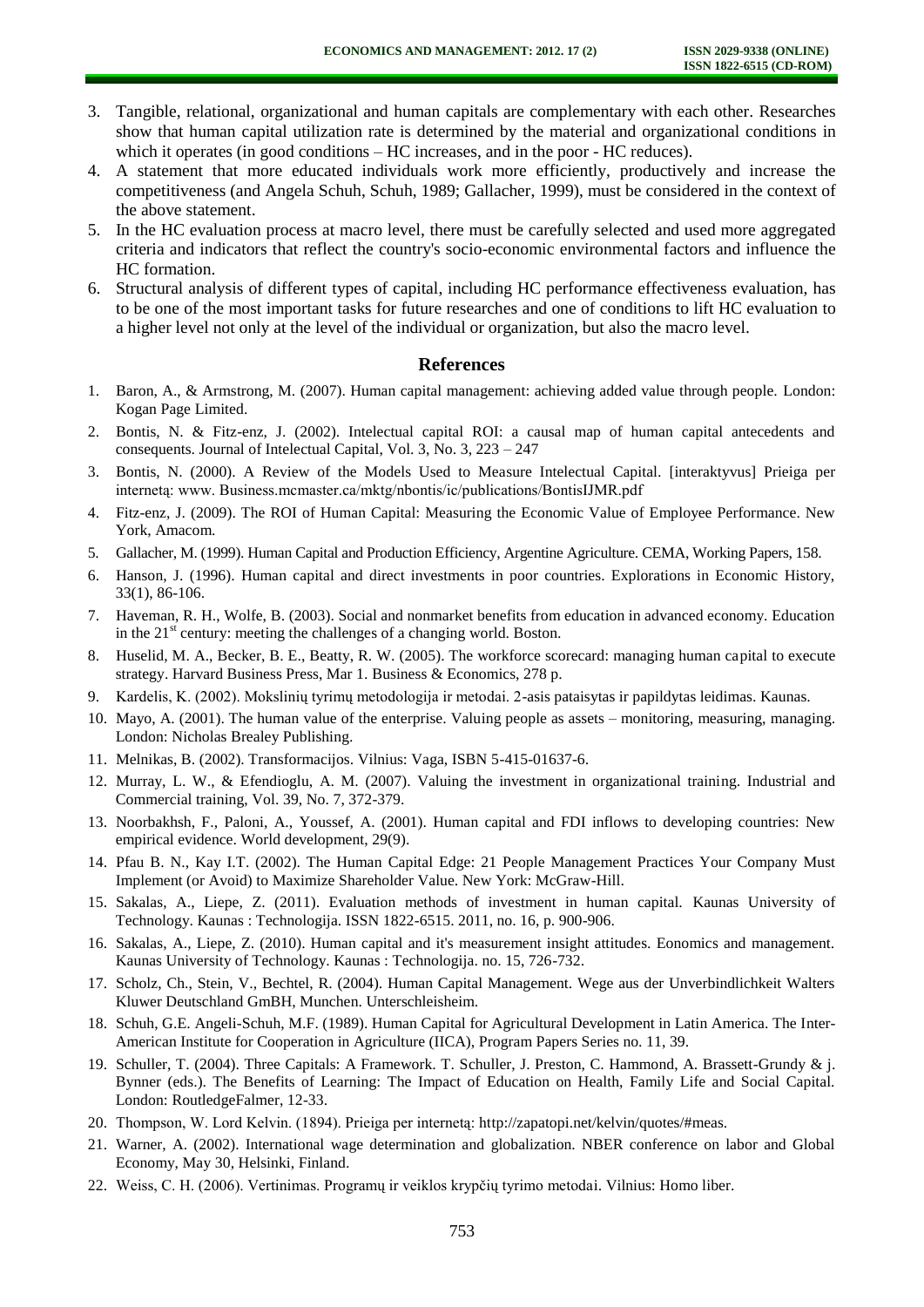3. Tangible, relational, organizational and human capitals are complementary with each other. Researches show that human capital utilization rate is determined by the material and organizational conditions in which it operates (in good conditions – HC increases, and in the poor - HC reduces).
4. A statement that more educated individuals work more efficiently, productively and increase the competitiveness (and Angela Schuh, Schuh, 1989; Gallacher, 1999), must be considered in the context of the above statement.
5. In the HC evaluation process at macro level, there must be carefully selected and used more aggregated criteria and indicators that reflect the country's socio-economic environmental factors and influence the HC formation.
6. Structural analysis of different types of capital, including HC performance effectiveness evaluation, has to be one of the most important tasks for future researches and one of conditions to lift HC evaluation to a higher level not only at the level of the individual or organization, but also the macro level.

## References

1. Baron, A., & Armstrong, M. (2007). Human capital management: achieving added value through people. London: Kogan Page Limited.
2. Bontis, N. & Fitz-enz, J. (2002). Intelectual capital ROI: a causal map of human capital antecedents and consequents. Journal of Intelectual Capital, Vol. 3, No. 3, 223 – 247
3. Bontis, N. (2000). A Review of the Models Used to Measure Intelectual Capital. [interaktyvus] Prieiga per internetą: www. Business.mcmaster.ca/mktg/nbontis/ic/publications/BontisIJMR.pdf
4. Fitz-enz, J. (2009). The ROI of Human Capital: Measuring the Economic Value of Employee Performance. New York, Amacom.
5. Gallacher, M. (1999). Human Capital and Production Efficiency, Argentine Agriculture. CEMA, Working Papers, 158.
6. Hanson, J. (1996). Human capital and direct investments in poor countries. Explorations in Economic History, 33(1), 86-106.
7. Haveman, R. H., Wolfe, B. (2003). Social and nonmarket benefits from education in advanced economy. Education in the 21st century: meeting the challenges of a changing world. Boston.
8. Huselid, M. A., Becker, B. E., Beatty, R. W. (2005). The workforce scorecard: managing human capital to execute strategy. Harvard Business Press, Mar 1. Business & Economics, 278 p.
9. Kardelis, K. (2002). Mokslinių tyrimų metodologija ir metodai. 2-asis pataisytas ir papildytas leidimas. Kaunas.
10. Mayo, A. (2001). The human value of the enterprise. Valuing people as assets – monitoring, measuring, managing. London: Nicholas Brealey Publishing.
11. Melnikas, B. (2002). Transformacijos. Vilnius: Vaga, ISBN 5-415-01637-6.
12. Murray, L. W., & Efendioglu, A. M. (2007). Valuing the investment in organizational training. Industrial and Commercial training, Vol. 39, No. 7, 372-379.
13. Noorbakhsh, F., Paloni, A., Youssef, A. (2001). Human capital and FDI inflows to developing countries: New empirical evidence. World development, 29(9).
14. Pfau B. N., Kay I.T. (2002). The Human Capital Edge: 21 People Management Practices Your Company Must Implement (or Avoid) to Maximize Shareholder Value. New York: McGraw-Hill.
15. Sakalas, A., Liepe, Z. (2011). Evaluation methods of investment in human capital. Kaunas University of Technology. Kaunas : Technologija. ISSN 1822-6515. 2011, no. 16, p. 900-906.
16. Sakalas, A., Liepe, Z. (2010). Human capital and it's measurement insight attitudes. Eonomics and management. Kaunas University of Technology. Kaunas : Technologija. no. 15, 726-732.
17. Scholz, Ch., Stein, V., Bechtel, R. (2004). Human Capital Management. Wege aus der Unverbindlichkeit Walters Kluwer Deutschland GmBH, Munchen. Unterschleisheim.
18. Schuh, G.E. Angeli-Schuh, M.F. (1989). Human Capital for Agricultural Development in Latin America. The Inter-American Institute for Cooperation in Agriculture (IICA), Program Papers Series no. 11, 39.
19. Schuller, T. (2004). Three Capitals: A Framework. T. Schuller, J. Preston, C. Hammond, A. Brassett-Grundy & j. Bynner (eds.). The Benefits of Learning: The Impact of Education on Health, Family Life and Social Capital. London: RoutledgeFalmer, 12-33.
20. Thompson, W. Lord Kelvin. (1894). Prieiga per internetą: http://zapatopi.net/kelvin/quotes/#meas.
21. Warner, A. (2002). International wage determination and globalization. NBER conference on labor and Global Economy, May 30, Helsinki, Finland.
22. Weiss, C. H. (2006). Vertinimas. Programų ir veiklos krypčių tyrimo metodai. Vilnius: Homo liber.